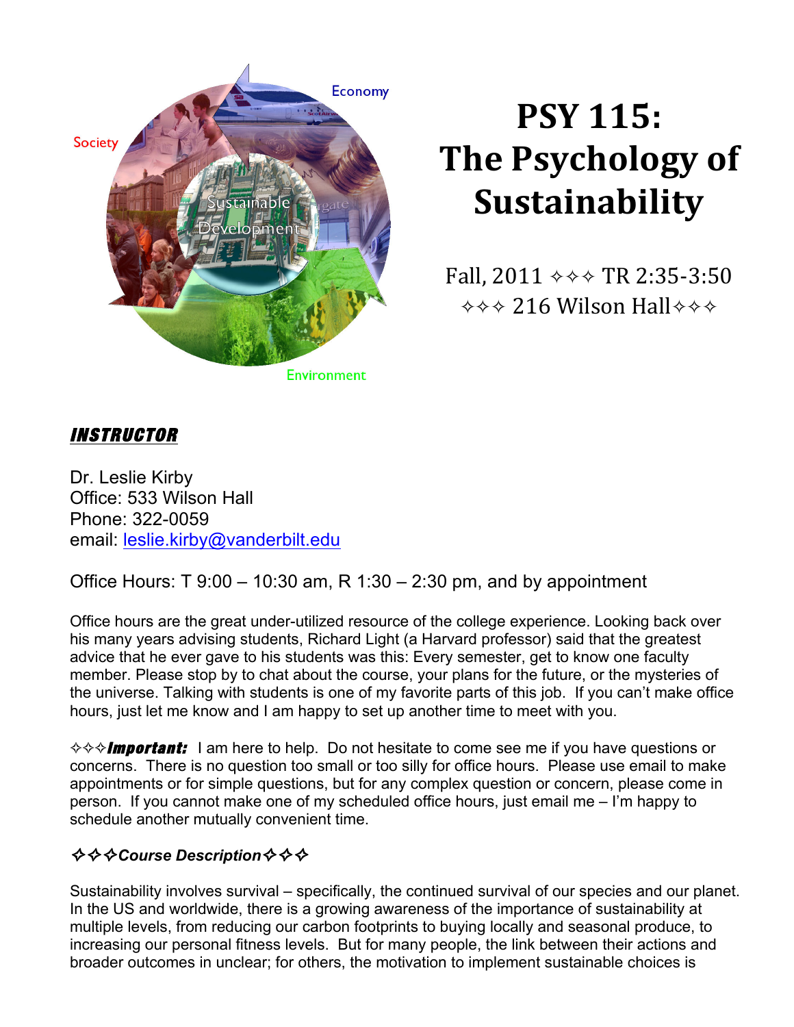# PSY 115: The Psychology of Sustainability

Fall, 2011 ✧✧✧ TR 2:35-3:50

✧✧✧ 216 Wilson Hall✧✧✧

## INSTRUCTOR

Dr. Leslie Kirby
Office: 533 Wilson Hall
Phone: 322-0059
email: leslie.kirby@vanderbilt.edu

Office Hours: T 9:00 – 10:30 am, R 1:30 – 2:30 pm, and by appointment

Office hours are the great under-utilized resource of the college experience. Looking back over his many years advising students, Richard Light (a Harvard professor) said that the greatest advice that he ever gave to his students was this: Every semester, get to know one faculty member. Please stop by to chat about the course, your plans for the future, or the mysteries of the universe. Talking with students is one of my favorite parts of this job. If you can't make office hours, just let me know and I am happy to set up another time to meet with you.

✧✧✧***Important:*** I am here to help. Do not hesitate to come see me if you have questions or concerns. There is no question too small or too silly for office hours. Please use email to make appointments or for simple questions, but for any complex question or concern, please come in person. If you cannot make one of my scheduled office hours, just email me – I'm happy to schedule another mutually convenient time.

### ✧✧✧*Course Description*✧✧✧

Sustainability involves survival – specifically, the continued survival of our species and our planet. In the US and worldwide, there is a growing awareness of the importance of sustainability at multiple levels, from reducing our carbon footprints to buying locally and seasonal produce, to increasing our personal fitness levels. But for many people, the link between their actions and broader outcomes in unclear; for others, the motivation to implement sustainable choices is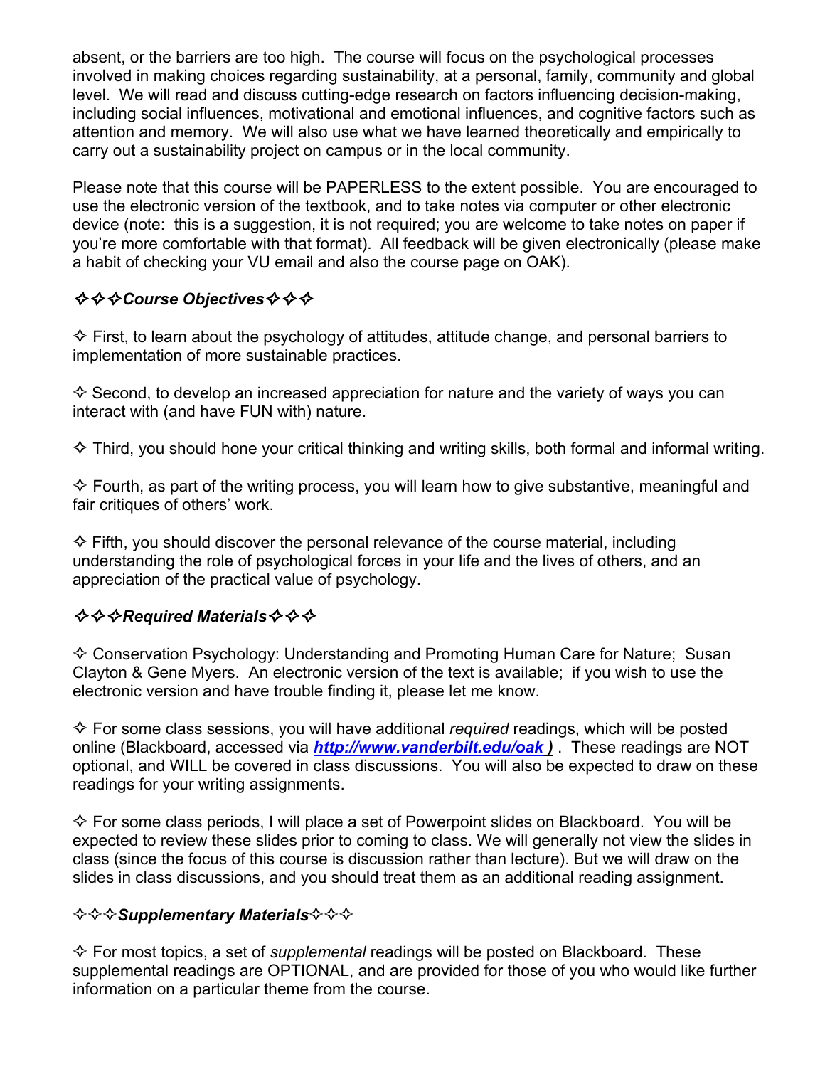absent, or the barriers are too high. The course will focus on the psychological processes involved in making choices regarding sustainability, at a personal, family, community and global level. We will read and discuss cutting-edge research on factors influencing decision-making, including social influences, motivational and emotional influences, and cognitive factors such as attention and memory. We will also use what we have learned theoretically and empirically to carry out a sustainability project on campus or in the local community.

Please note that this course will be PAPERLESS to the extent possible. You are encouraged to use the electronic version of the textbook, and to take notes via computer or other electronic device (note: this is a suggestion, it is not required; you are welcome to take notes on paper if you're more comfortable with that format). All feedback will be given electronically (please make a habit of checking your VU email and also the course page on OAK).

## ✧✧✧*Course Objectives*✧✧✧

✧ First, to learn about the psychology of attitudes, attitude change, and personal barriers to implementation of more sustainable practices.

✧ Second, to develop an increased appreciation for nature and the variety of ways you can interact with (and have FUN with) nature.

✧ Third, you should hone your critical thinking and writing skills, both formal and informal writing.

✧ Fourth, as part of the writing process, you will learn how to give substantive, meaningful and fair critiques of others' work.

✧ Fifth, you should discover the personal relevance of the course material, including understanding the role of psychological forces in your life and the lives of others, and an appreciation of the practical value of psychology.

## ✧✧✧*Required Materials*✧✧✧

✧ Conservation Psychology: Understanding and Promoting Human Care for Nature; Susan Clayton & Gene Myers. An electronic version of the text is available; if you wish to use the electronic version and have trouble finding it, please let me know.

✧ For some class sessions, you will have additional *required* readings, which will be posted online (Blackboard, accessed via ***http://www.vanderbilt.edu/oak )*** . These readings are NOT optional, and WILL be covered in class discussions. You will also be expected to draw on these readings for your writing assignments.

✧ For some class periods, I will place a set of Powerpoint slides on Blackboard. You will be expected to review these slides prior to coming to class. We will generally not view the slides in class (since the focus of this course is discussion rather than lecture). But we will draw on the slides in class discussions, and you should treat them as an additional reading assignment.

## ✧✧✧*Supplementary Materials*✧✧✧

✧ For most topics, a set of *supplemental* readings will be posted on Blackboard. These supplemental readings are OPTIONAL, and are provided for those of you who would like further information on a particular theme from the course.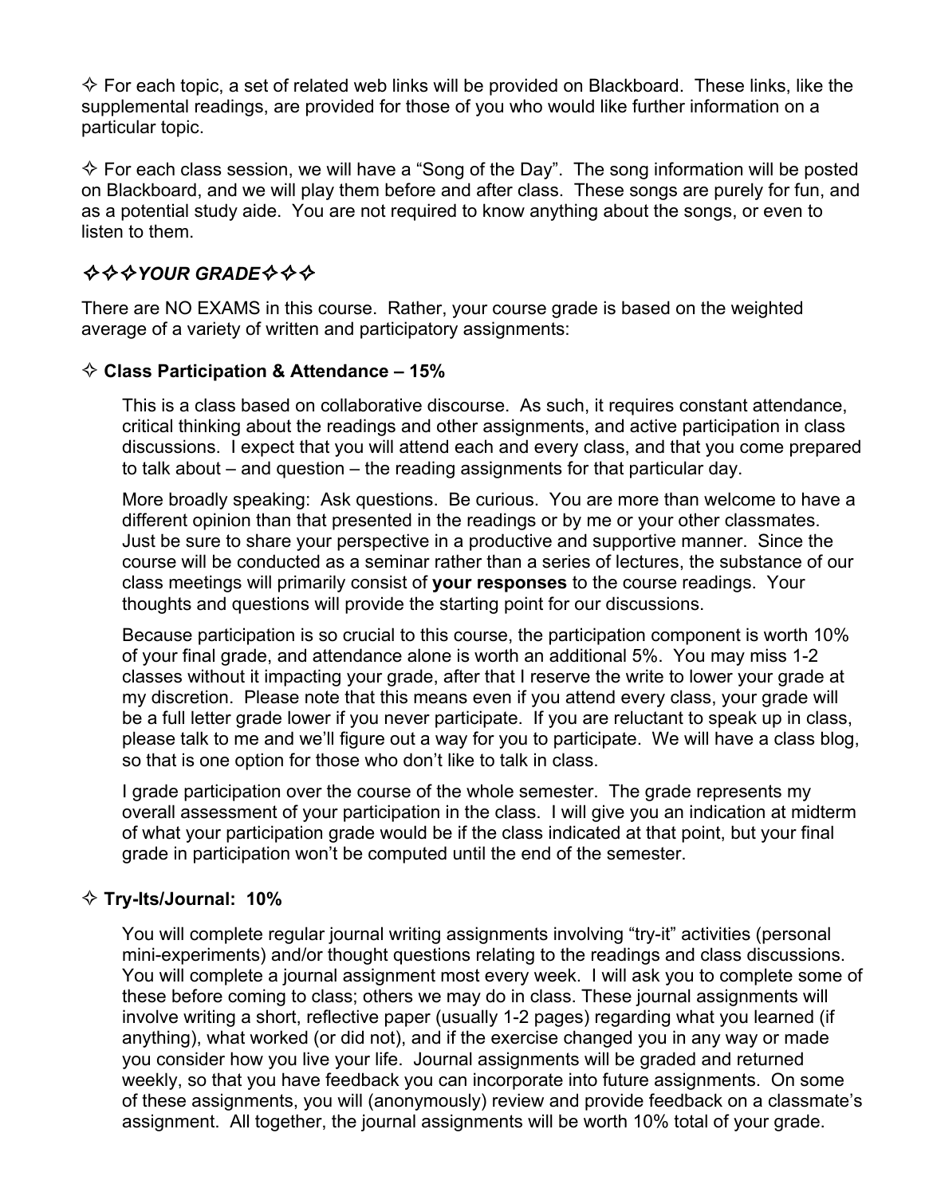✧ For each topic, a set of related web links will be provided on Blackboard. These links, like the supplemental readings, are provided for those of you who would like further information on a particular topic.

✧ For each class session, we will have a "Song of the Day". The song information will be posted on Blackboard, and we will play them before and after class. These songs are purely for fun, and as a potential study aide. You are not required to know anything about the songs, or even to listen to them.

## ✧✧✧*YOUR GRADE*✧✧✧

There are NO EXAMS in this course. Rather, your course grade is based on the weighted average of a variety of written and participatory assignments:

### ✧ Class Participation & Attendance – 15%

This is a class based on collaborative discourse. As such, it requires constant attendance, critical thinking about the readings and other assignments, and active participation in class discussions. I expect that you will attend each and every class, and that you come prepared to talk about – and question – the reading assignments for that particular day.

More broadly speaking: Ask questions. Be curious. You are more than welcome to have a different opinion than that presented in the readings or by me or your other classmates. Just be sure to share your perspective in a productive and supportive manner. Since the course will be conducted as a seminar rather than a series of lectures, the substance of our class meetings will primarily consist of **your responses** to the course readings. Your thoughts and questions will provide the starting point for our discussions.

Because participation is so crucial to this course, the participation component is worth 10% of your final grade, and attendance alone is worth an additional 5%. You may miss 1-2 classes without it impacting your grade, after that I reserve the write to lower your grade at my discretion. Please note that this means even if you attend every class, your grade will be a full letter grade lower if you never participate. If you are reluctant to speak up in class, please talk to me and we'll figure out a way for you to participate. We will have a class blog, so that is one option for those who don't like to talk in class.

I grade participation over the course of the whole semester. The grade represents my overall assessment of your participation in the class. I will give you an indication at midterm of what your participation grade would be if the class indicated at that point, but your final grade in participation won't be computed until the end of the semester.

### ✧ Try-Its/Journal: 10%

You will complete regular journal writing assignments involving "try-it" activities (personal mini-experiments) and/or thought questions relating to the readings and class discussions. You will complete a journal assignment most every week. I will ask you to complete some of these before coming to class; others we may do in class. These journal assignments will involve writing a short, reflective paper (usually 1-2 pages) regarding what you learned (if anything), what worked (or did not), and if the exercise changed you in any way or made you consider how you live your life. Journal assignments will be graded and returned weekly, so that you have feedback you can incorporate into future assignments. On some of these assignments, you will (anonymously) review and provide feedback on a classmate's assignment. All together, the journal assignments will be worth 10% total of your grade.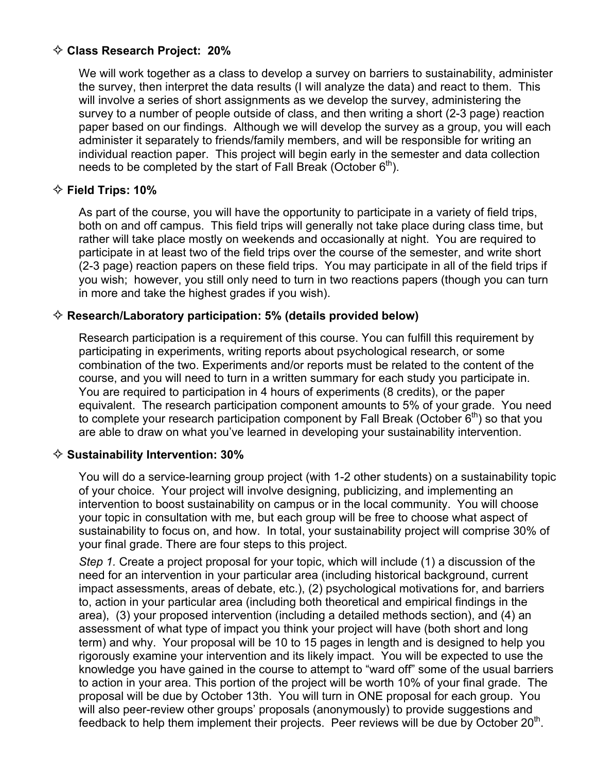### ✧ Class Research Project: 20%

We will work together as a class to develop a survey on barriers to sustainability, administer the survey, then interpret the data results (I will analyze the data) and react to them. This will involve a series of short assignments as we develop the survey, administering the survey to a number of people outside of class, and then writing a short (2-3 page) reaction paper based on our findings. Although we will develop the survey as a group, you will each administer it separately to friends/family members, and will be responsible for writing an individual reaction paper. This project will begin early in the semester and data collection needs to be completed by the start of Fall Break (October 6th).

### ✧ Field Trips: 10%

As part of the course, you will have the opportunity to participate in a variety of field trips, both on and off campus. This field trips will generally not take place during class time, but rather will take place mostly on weekends and occasionally at night. You are required to participate in at least two of the field trips over the course of the semester, and write short (2-3 page) reaction papers on these field trips. You may participate in all of the field trips if you wish; however, you still only need to turn in two reactions papers (though you can turn in more and take the highest grades if you wish).

### ✧ Research/Laboratory participation: 5% (details provided below)

Research participation is a requirement of this course. You can fulfill this requirement by participating in experiments, writing reports about psychological research, or some combination of the two. Experiments and/or reports must be related to the content of the course, and you will need to turn in a written summary for each study you participate in. You are required to participation in 4 hours of experiments (8 credits), or the paper equivalent. The research participation component amounts to 5% of your grade. You need to complete your research participation component by Fall Break (October 6th) so that you are able to draw on what you've learned in developing your sustainability intervention.

### ✧ Sustainability Intervention: 30%

You will do a service-learning group project (with 1-2 other students) on a sustainability topic of your choice. Your project will involve designing, publicizing, and implementing an intervention to boost sustainability on campus or in the local community. You will choose your topic in consultation with me, but each group will be free to choose what aspect of sustainability to focus on, and how. In total, your sustainability project will comprise 30% of your final grade. There are four steps to this project.

*Step 1.* Create a project proposal for your topic, which will include (1) a discussion of the need for an intervention in your particular area (including historical background, current impact assessments, areas of debate, etc.), (2) psychological motivations for, and barriers to, action in your particular area (including both theoretical and empirical findings in the area), (3) your proposed intervention (including a detailed methods section), and (4) an assessment of what type of impact you think your project will have (both short and long term) and why. Your proposal will be 10 to 15 pages in length and is designed to help you rigorously examine your intervention and its likely impact. You will be expected to use the knowledge you have gained in the course to attempt to "ward off" some of the usual barriers to action in your area. This portion of the project will be worth 10% of your final grade. The proposal will be due by October 13th. You will turn in ONE proposal for each group. You will also peer-review other groups' proposals (anonymously) to provide suggestions and feedback to help them implement their projects. Peer reviews will be due by October 20th.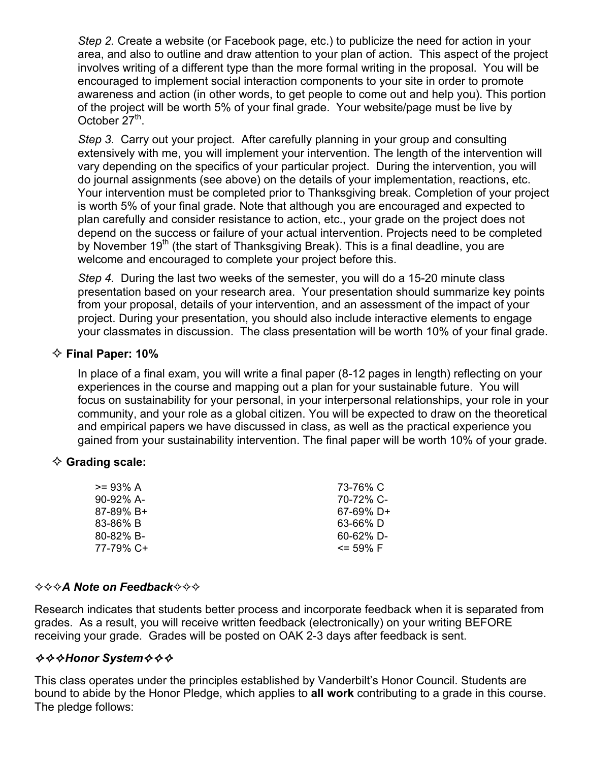*Step 2.* Create a website (or Facebook page, etc.) to publicize the need for action in your area, and also to outline and draw attention to your plan of action. This aspect of the project involves writing of a different type than the more formal writing in the proposal. You will be encouraged to implement social interaction components to your site in order to promote awareness and action (in other words, to get people to come out and help you). This portion of the project will be worth 5% of your final grade. Your website/page must be live by October 27th.

*Step 3.* Carry out your project. After carefully planning in your group and consulting extensively with me, you will implement your intervention. The length of the intervention will vary depending on the specifics of your particular project. During the intervention, you will do journal assignments (see above) on the details of your implementation, reactions, etc. Your intervention must be completed prior to Thanksgiving break. Completion of your project is worth 5% of your final grade. Note that although you are encouraged and expected to plan carefully and consider resistance to action, etc., your grade on the project does not depend on the success or failure of your actual intervention. Projects need to be completed by November 19th (the start of Thanksgiving Break). This is a final deadline, you are welcome and encouraged to complete your project before this.

*Step 4.* During the last two weeks of the semester, you will do a 15-20 minute class presentation based on your research area. Your presentation should summarize key points from your proposal, details of your intervention, and an assessment of the impact of your project. During your presentation, you should also include interactive elements to engage your classmates in discussion. The class presentation will be worth 10% of your final grade.

✧ **Final Paper: 10%**

In place of a final exam, you will write a final paper (8-12 pages in length) reflecting on your experiences in the course and mapping out a plan for your sustainable future. You will focus on sustainability for your personal, in your interpersonal relationships, your role in your community, and your role as a global citizen. You will be expected to draw on the theoretical and empirical papers we have discussed in class, as well as the practical experience you gained from your sustainability intervention. The final paper will be worth 10% of your grade.

✧ **Grading scale:**

| | |
|---|---|
| >= 93% A | 73-76% C |
| 90-92% A- | 70-72% C- |
| 87-89% B+ | 67-69% D+ |
| 83-86% B | 63-66% D |
| 80-82% B- | 60-62% D- |
| 77-79% C+ | <= 59% F |

### ✧✧✧*A Note on Feedback*✧✧✧

Research indicates that students better process and incorporate feedback when it is separated from grades. As a result, you will receive written feedback (electronically) on your writing BEFORE receiving your grade. Grades will be posted on OAK 2-3 days after feedback is sent.

### ✧✧✧*Honor System*✧✧✧

This class operates under the principles established by Vanderbilt's Honor Council. Students are bound to abide by the Honor Pledge, which applies to **all work** contributing to a grade in this course. The pledge follows: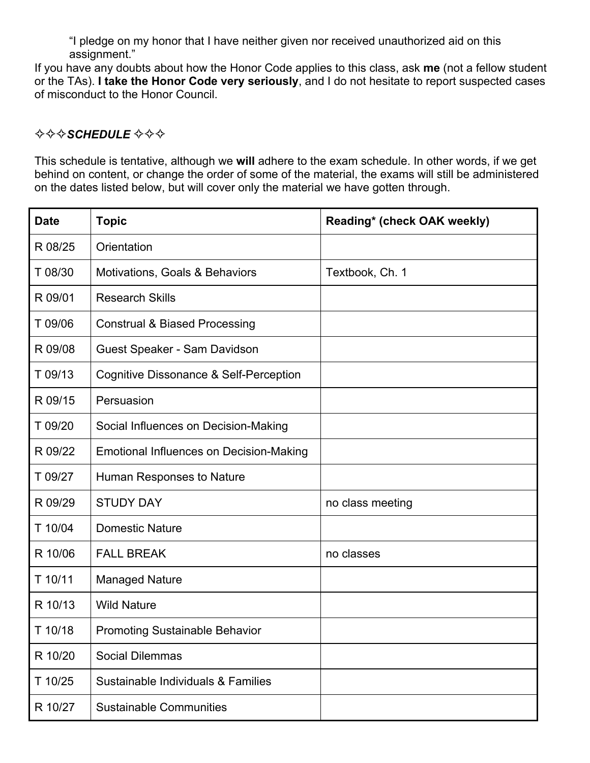> "I pledge on my honor that I have neither given nor received unauthorized aid on this assignment."

If you have any doubts about how the Honor Code applies to this class, ask **me** (not a fellow student or the TAs). **I take the Honor Code very seriously**, and I do not hesitate to report suspected cases of misconduct to the Honor Council.

## ✧✧✧*SCHEDULE* ✧✧✧

This schedule is tentative, although we **will** adhere to the exam schedule. In other words, if we get behind on content, or change the order of some of the material, the exams will still be administered on the dates listed below, but will cover only the material we have gotten through.

| **Date** | **Topic** | **Reading* (check OAK weekly)** |
|---|---|---|
| R 08/25 | Orientation | |
| T 08/30 | Motivations, Goals & Behaviors | Textbook, Ch. 1 |
| R 09/01 | Research Skills | |
| T 09/06 | Construal & Biased Processing | |
| R 09/08 | Guest Speaker - Sam Davidson | |
| T 09/13 | Cognitive Dissonance & Self-Perception | |
| R 09/15 | Persuasion | |
| T 09/20 | Social Influences on Decision-Making | |
| R 09/22 | Emotional Influences on Decision-Making | |
| T 09/27 | Human Responses to Nature | |
| R 09/29 | STUDY DAY | no class meeting |
| T 10/04 | Domestic Nature | |
| R 10/06 | FALL BREAK | no classes |
| T 10/11 | Managed Nature | |
| R 10/13 | Wild Nature | |
| T 10/18 | Promoting Sustainable Behavior | |
| R 10/20 | Social Dilemmas | |
| T 10/25 | Sustainable Individuals & Families | |
| R 10/27 | Sustainable Communities | |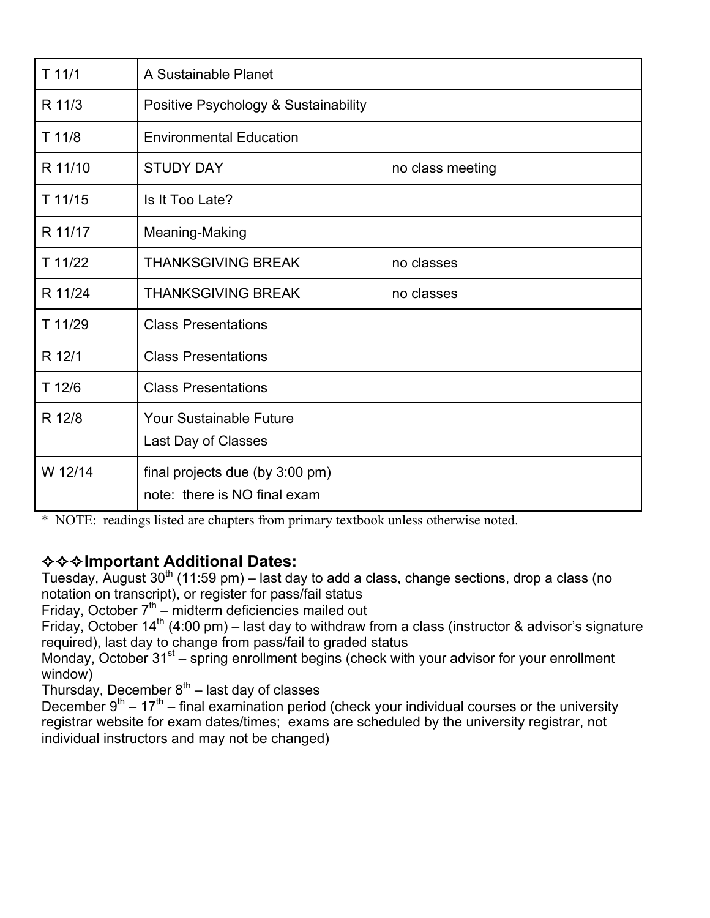| T 11/1 | A Sustainable Planet | |
|---|---|---|
| R 11/3 | Positive Psychology & Sustainability | |
| T 11/8 | Environmental Education | |
| R 11/10 | STUDY DAY | no class meeting |
| T 11/15 | Is It Too Late? | |
| R 11/17 | Meaning-Making | |
| T 11/22 | THANKSGIVING BREAK | no classes |
| R 11/24 | THANKSGIVING BREAK | no classes |
| T 11/29 | Class Presentations | |
| R 12/1 | Class Presentations | |
| T 12/6 | Class Presentations | |
| R 12/8 | Your Sustainable Future<br>Last Day of Classes | |
| W 12/14 | final projects due (by 3:00 pm)<br>note: there is NO final exam | |

* NOTE: readings listed are chapters from primary textbook unless otherwise noted.

### ✧✧✧Important Additional Dates:

Tuesday, August 30th (11:59 pm) – last day to add a class, change sections, drop a class (no notation on transcript), or register for pass/fail status
Friday, October 7th – midterm deficiencies mailed out
Friday, October 14th (4:00 pm) – last day to withdraw from a class (instructor & advisor's signature required), last day to change from pass/fail to graded status
Monday, October 31st – spring enrollment begins (check with your advisor for your enrollment window)
Thursday, December 8th – last day of classes
December 9th – 17th – final examination period (check your individual courses or the university registrar website for exam dates/times; exams are scheduled by the university registrar, not individual instructors and may not be changed)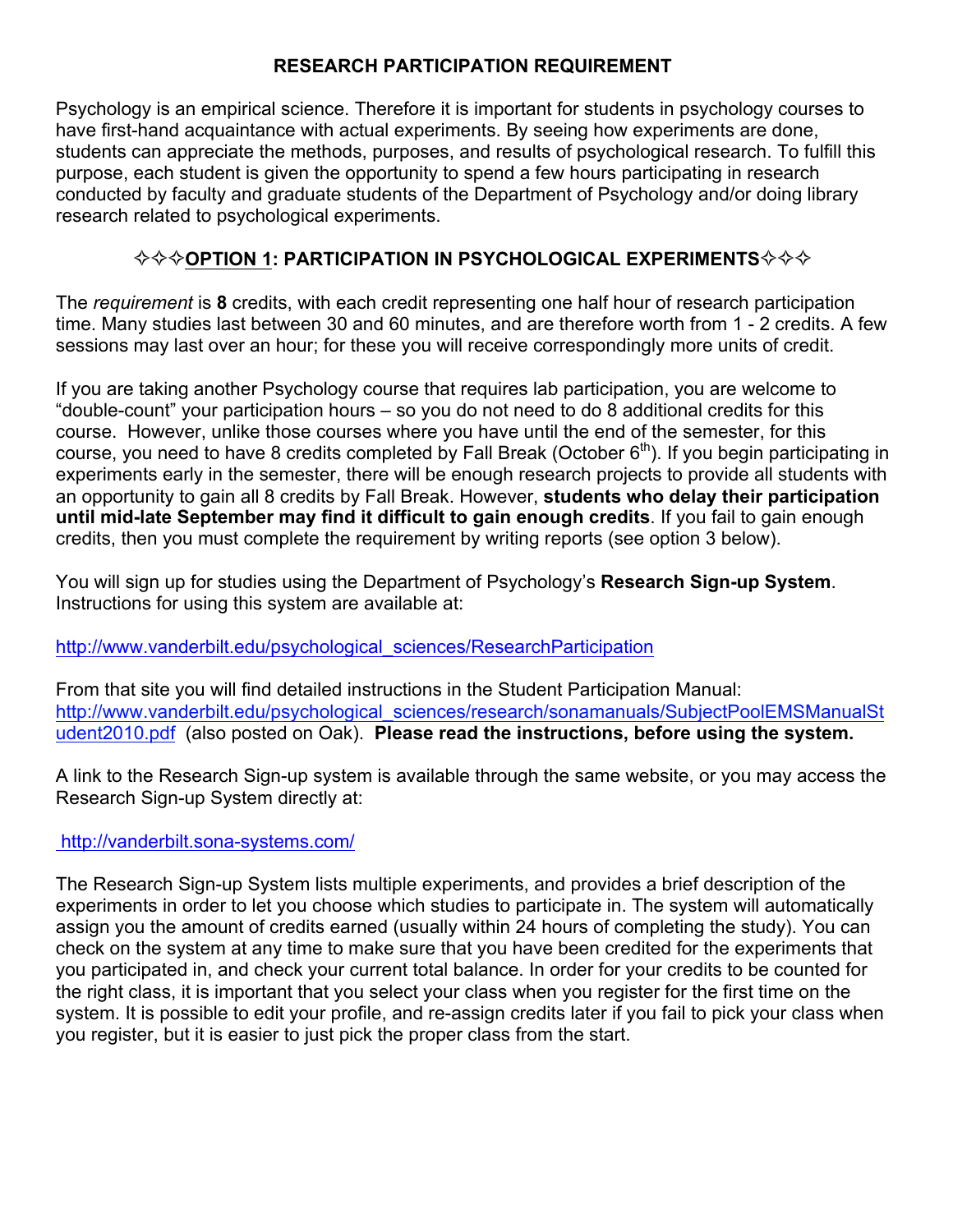## RESEARCH PARTICIPATION REQUIREMENT

Psychology is an empirical science. Therefore it is important for students in psychology courses to have first-hand acquaintance with actual experiments. By seeing how experiments are done, students can appreciate the methods, purposes, and results of psychological research. To fulfill this purpose, each student is given the opportunity to spend a few hours participating in research conducted by faculty and graduate students of the Department of Psychology and/or doing library research related to psychological experiments.

### ✧✧✧OPTION 1: PARTICIPATION IN PSYCHOLOGICAL EXPERIMENTS✧✧✧

The *requirement* is **8** credits, with each credit representing one half hour of research participation time. Many studies last between 30 and 60 minutes, and are therefore worth from 1 - 2 credits. A few sessions may last over an hour; for these you will receive correspondingly more units of credit.

If you are taking another Psychology course that requires lab participation, you are welcome to "double-count" your participation hours – so you do not need to do 8 additional credits for this course. However, unlike those courses where you have until the end of the semester, for this course, you need to have 8 credits completed by Fall Break (October 6th). If you begin participating in experiments early in the semester, there will be enough research projects to provide all students with an opportunity to gain all 8 credits by Fall Break. However, **students who delay their participation until mid-late September may find it difficult to gain enough credits**. If you fail to gain enough credits, then you must complete the requirement by writing reports (see option 3 below).

You will sign up for studies using the Department of Psychology's **Research Sign-up System**. Instructions for using this system are available at:

http://www.vanderbilt.edu/psychological_sciences/ResearchParticipation

From that site you will find detailed instructions in the Student Participation Manual: http://www.vanderbilt.edu/psychological_sciences/research/sonamanuals/SubjectPoolEMSManualStudent2010.pdf (also posted on Oak). **Please read the instructions, before using the system.**

A link to the Research Sign-up system is available through the same website, or you may access the Research Sign-up System directly at:

http://vanderbilt.sona-systems.com/

The Research Sign-up System lists multiple experiments, and provides a brief description of the experiments in order to let you choose which studies to participate in. The system will automatically assign you the amount of credits earned (usually within 24 hours of completing the study). You can check on the system at any time to make sure that you have been credited for the experiments that you participated in, and check your current total balance. In order for your credits to be counted for the right class, it is important that you select your class when you register for the first time on the system. It is possible to edit your profile, and re-assign credits later if you fail to pick your class when you register, but it is easier to just pick the proper class from the start.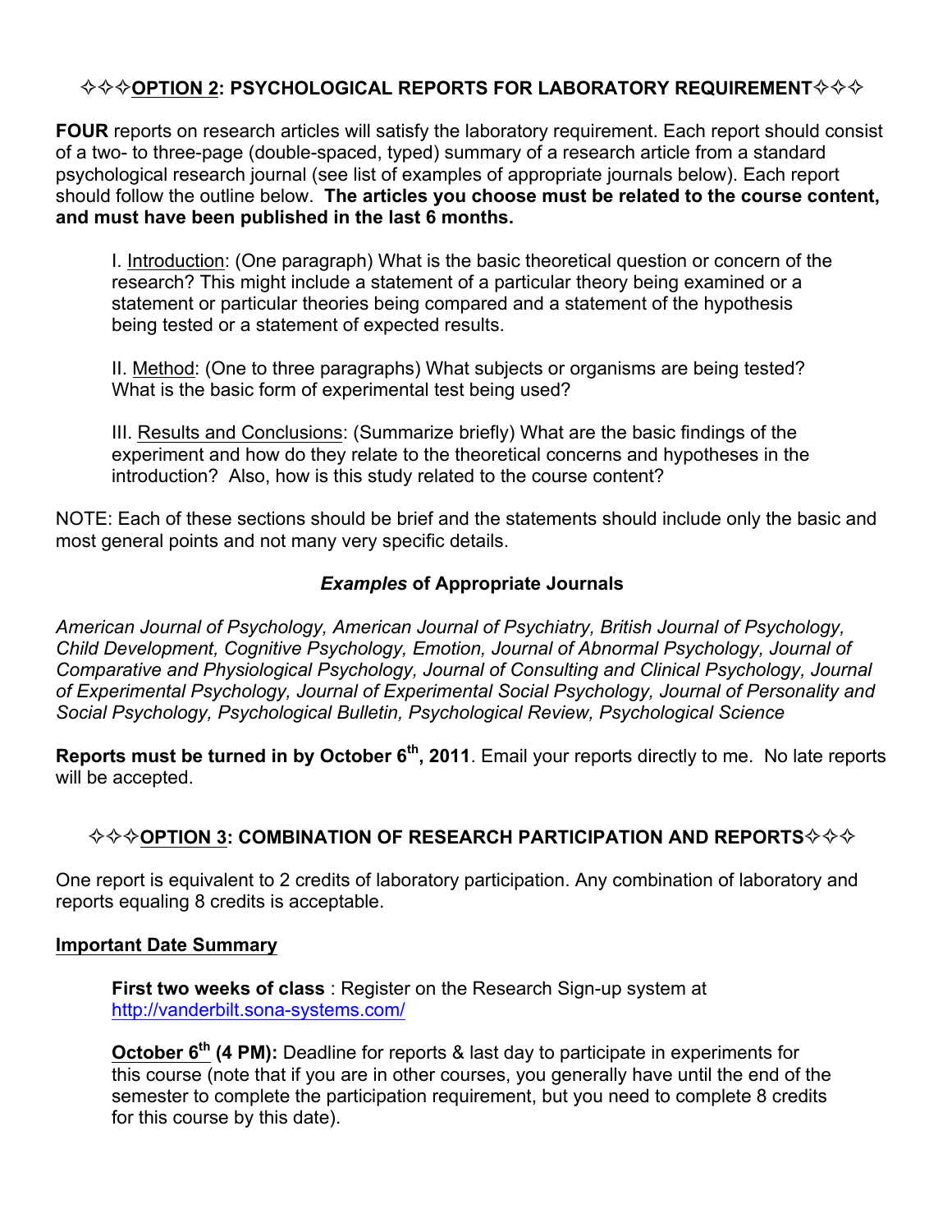## ✧✧✧OPTION 2: PSYCHOLOGICAL REPORTS FOR LABORATORY REQUIREMENT✧✧✧

**FOUR** reports on research articles will satisfy the laboratory requirement. Each report should consist of a two- to three-page (double-spaced, typed) summary of a research article from a standard psychological research journal (see list of examples of appropriate journals below). Each report should follow the outline below. **The articles you choose must be related to the course content, and must have been published in the last 6 months.**

I. Introduction: (One paragraph) What is the basic theoretical question or concern of the research? This might include a statement of a particular theory being examined or a statement or particular theories being compared and a statement of the hypothesis being tested or a statement of expected results.

II. Method: (One to three paragraphs) What subjects or organisms are being tested? What is the basic form of experimental test being used?

III. Results and Conclusions: (Summarize briefly) What are the basic findings of the experiment and how do they relate to the theoretical concerns and hypotheses in the introduction? Also, how is this study related to the course content?

NOTE: Each of these sections should be brief and the statements should include only the basic and most general points and not many very specific details.

### *Examples* of Appropriate Journals

*American Journal of Psychology, American Journal of Psychiatry, British Journal of Psychology, Child Development, Cognitive Psychology, Emotion, Journal of Abnormal Psychology, Journal of Comparative and Physiological Psychology, Journal of Consulting and Clinical Psychology, Journal of Experimental Psychology, Journal of Experimental Social Psychology, Journal of Personality and Social Psychology, Psychological Bulletin, Psychological Review, Psychological Science*

**Reports must be turned in by October 6th, 2011**. Email your reports directly to me. No late reports will be accepted.

## ✧✧✧OPTION 3: COMBINATION OF RESEARCH PARTICIPATION AND REPORTS✧✧✧

One report is equivalent to 2 credits of laboratory participation. Any combination of laboratory and reports equaling 8 credits is acceptable.

### Important Date Summary

**First two weeks of class** : Register on the Research Sign-up system at http://vanderbilt.sona-systems.com/

**October 6th (4 PM):** Deadline for reports & last day to participate in experiments for this course (note that if you are in other courses, you generally have until the end of the semester to complete the participation requirement, but you need to complete 8 credits for this course by this date).